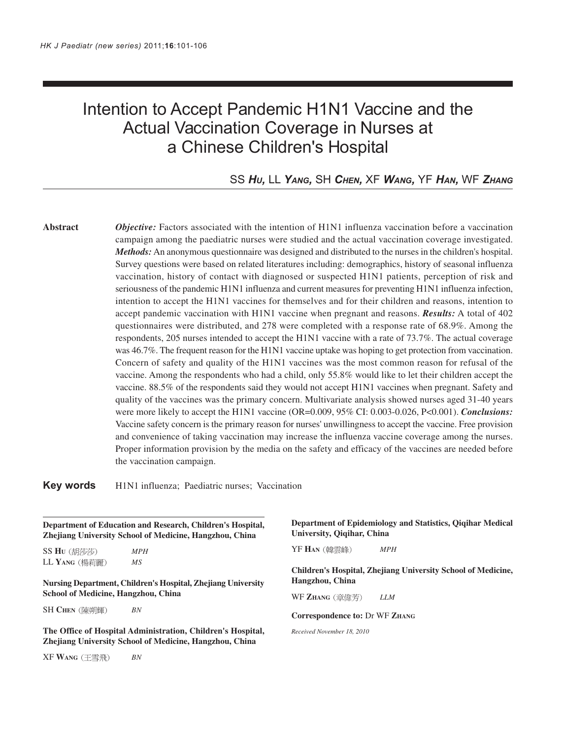# Intention to Accept Pandemic H1N1 Vaccine and the Actual Vaccination Coverage in Nurses at a Chinese Children's Hospital

SS ***Hu,*** LL ***Yang,*** SH ***Chen,*** XF ***Wang,*** YF ***Han,*** WF ***Zhang***

**Abstract**

***Objective:*** Factors associated with the intention of H1N1 influenza vaccination before a vaccination campaign among the paediatric nurses were studied and the actual vaccination coverage investigated. ***Methods:*** An anonymous questionnaire was designed and distributed to the nurses in the children's hospital. Survey questions were based on related literatures including: demographics, history of seasonal influenza vaccination, history of contact with diagnosed or suspected H1N1 patients, perception of risk and seriousness of the pandemic H1N1 influenza and current measures for preventing H1N1 influenza infection, intention to accept the H1N1 vaccines for themselves and for their children and reasons, intention to accept pandemic vaccination with H1N1 vaccine when pregnant and reasons. ***Results:*** A total of 402 questionnaires were distributed, and 278 were completed with a response rate of 68.9%. Among the respondents, 205 nurses intended to accept the H1N1 vaccine with a rate of 73.7%. The actual coverage was 46.7%. The frequent reason for the H1N1 vaccine uptake was hoping to get protection from vaccination. Concern of safety and quality of the H1N1 vaccines was the most common reason for refusal of the vaccine. Among the respondents who had a child, only 55.8% would like to let their children accept the vaccine. 88.5% of the respondents said they would not accept H1N1 vaccines when pregnant. Safety and quality of the vaccines was the primary concern. Multivariate analysis showed nurses aged 31-40 years were more likely to accept the H1N1 vaccine (OR=0.009, 95% CI: 0.003-0.026, $P<0.001$). ***Conclusions:*** Vaccine safety concern is the primary reason for nurses' unwillingness to accept the vaccine. Free provision and convenience of taking vaccination may increase the influenza vaccine coverage among the nurses. Proper information provision by the media on the safety and efficacy of the vaccines are needed before the vaccination campaign.

**Key words** H1N1 influenza; Paediatric nurses; Vaccination

---

**Department of Education and Research, Children's Hospital, Zhejiang University School of Medicine, Hangzhou, China**

SS **Hu** (胡莎莎) *MPH*
LL **Yang** (楊莉麗) *MS*

**Nursing Department, Children's Hospital, Zhejiang University School of Medicine, Hangzhou, China**

SH **Chen** (陳朔輝) *BN*

**The Office of Hospital Administration, Children's Hospital, Zhejiang University School of Medicine, Hangzhou, China**

XF **Wang** (王雪飛) *BN*

**Department of Epidemiology and Statistics, Qiqihar Medical University, Qiqihar, China**

YF **Han** (韓雲峰) *MPH*

**Children's Hospital, Zhejiang University School of Medicine, Hangzhou, China**

WF **Zhang** (章偉芳) *LLM*

**Correspondence to:** Dr WF **Zhang**

*Received November 18, 2010*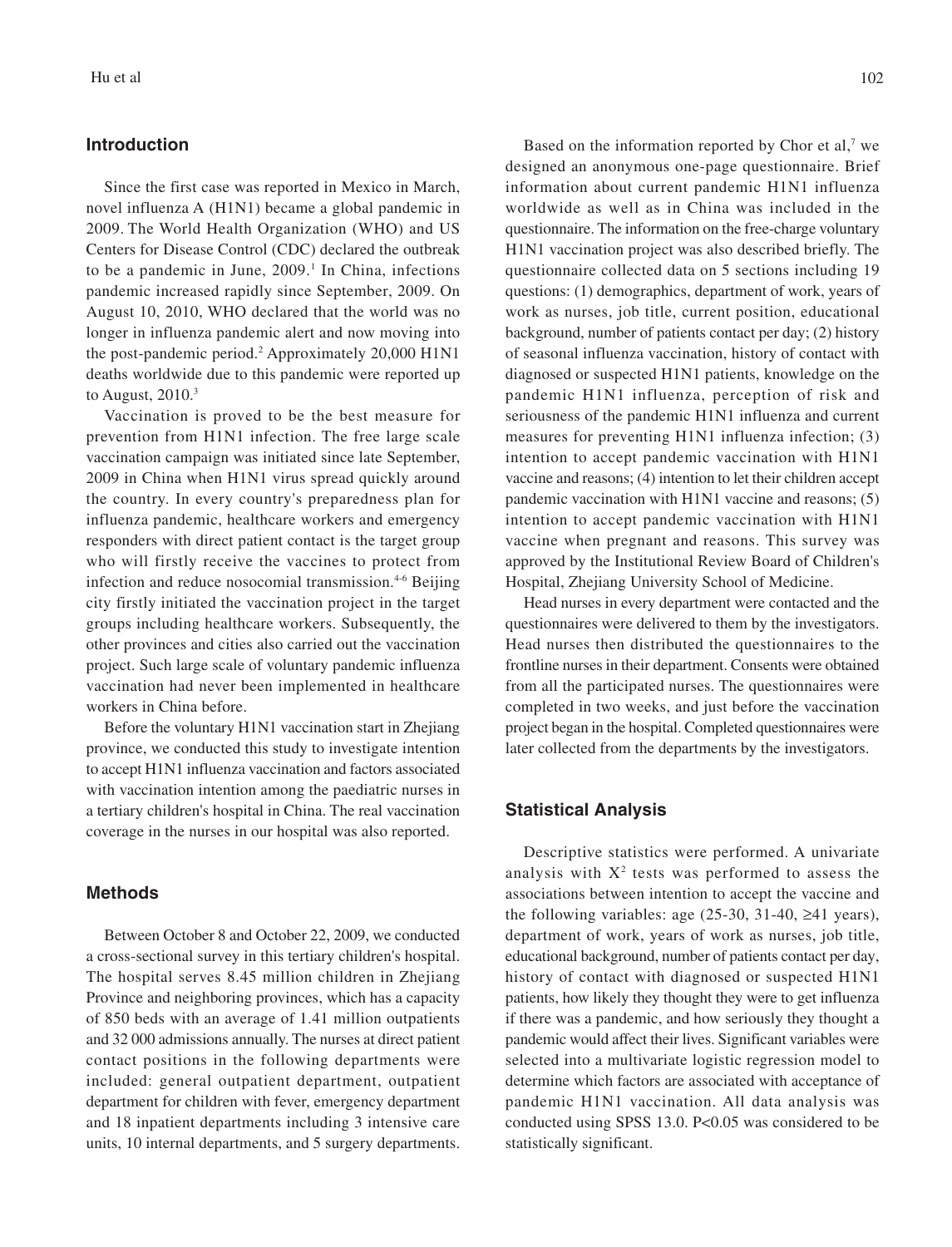## Introduction

Since the first case was reported in Mexico in March, novel influenza A (H1N1) became a global pandemic in 2009. The World Health Organization (WHO) and US Centers for Disease Control (CDC) declared the outbreak to be a pandemic in June, 2009.[1] In China, infections pandemic increased rapidly since September, 2009. On August 10, 2010, WHO declared that the world was no longer in influenza pandemic alert and now moving into the post-pandemic period.[2] Approximately 20,000 H1N1 deaths worldwide due to this pandemic were reported up to August, 2010.[3]

Vaccination is proved to be the best measure for prevention from H1N1 infection. The free large scale vaccination campaign was initiated since late September, 2009 in China when H1N1 virus spread quickly around the country. In every country's preparedness plan for influenza pandemic, healthcare workers and emergency responders with direct patient contact is the target group who will firstly receive the vaccines to protect from infection and reduce nosocomial transmission.[4-6] Beijing city firstly initiated the vaccination project in the target groups including healthcare workers. Subsequently, the other provinces and cities also carried out the vaccination project. Such large scale of voluntary pandemic influenza vaccination had never been implemented in healthcare workers in China before.

Before the voluntary H1N1 vaccination start in Zhejiang province, we conducted this study to investigate intention to accept H1N1 influenza vaccination and factors associated with vaccination intention among the paediatric nurses in a tertiary children's hospital in China. The real vaccination coverage in the nurses in our hospital was also reported.

## Methods

Between October 8 and October 22, 2009, we conducted a cross-sectional survey in this tertiary children's hospital. The hospital serves 8.45 million children in Zhejiang Province and neighboring provinces, which has a capacity of 850 beds with an average of 1.41 million outpatients and 32 000 admissions annually. The nurses at direct patient contact positions in the following departments were included: general outpatient department, outpatient department for children with fever, emergency department and 18 inpatient departments including 3 intensive care units, 10 internal departments, and 5 surgery departments.

Based on the information reported by Chor et al,[7] we designed an anonymous one-page questionnaire. Brief information about current pandemic H1N1 influenza worldwide as well as in China was included in the questionnaire. The information on the free-charge voluntary H1N1 vaccination project was also described briefly. The questionnaire collected data on 5 sections including 19 questions: (1) demographics, department of work, years of work as nurses, job title, current position, educational background, number of patients contact per day; (2) history of seasonal influenza vaccination, history of contact with diagnosed or suspected H1N1 patients, knowledge on the pandemic H1N1 influenza, perception of risk and seriousness of the pandemic H1N1 influenza and current measures for preventing H1N1 influenza infection; (3) intention to accept pandemic vaccination with H1N1 vaccine and reasons; (4) intention to let their children accept pandemic vaccination with H1N1 vaccine and reasons; (5) intention to accept pandemic vaccination with H1N1 vaccine when pregnant and reasons. This survey was approved by the Institutional Review Board of Children's Hospital, Zhejiang University School of Medicine.

Head nurses in every department were contacted and the questionnaires were delivered to them by the investigators. Head nurses then distributed the questionnaires to the frontline nurses in their department. Consents were obtained from all the participated nurses. The questionnaires were completed in two weeks, and just before the vaccination project began in the hospital. Completed questionnaires were later collected from the departments by the investigators.

## Statistical Analysis

Descriptive statistics were performed. A univariate analysis with $X^2$ tests was performed to assess the associations between intention to accept the vaccine and the following variables: age (25-30, 31-40, ≥41 years), department of work, years of work as nurses, job title, educational background, number of patients contact per day, history of contact with diagnosed or suspected H1N1 patients, how likely they thought they were to get influenza if there was a pandemic, and how seriously they thought a pandemic would affect their lives. Significant variables were selected into a multivariate logistic regression model to determine which factors are associated with acceptance of pandemic H1N1 vaccination. All data analysis was conducted using SPSS 13.0. $P<0.05$ was considered to be statistically significant.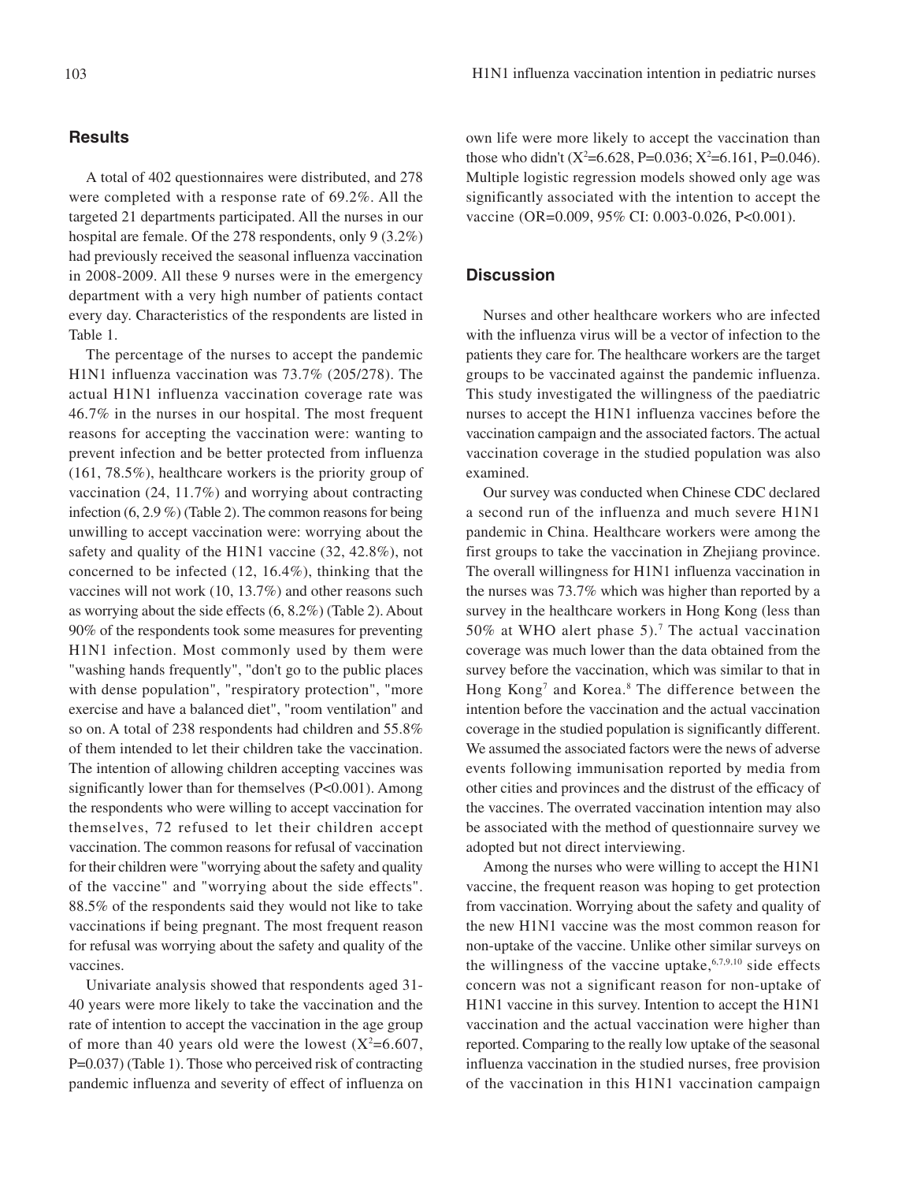## Results

A total of 402 questionnaires were distributed, and 278 were completed with a response rate of 69.2%. All the targeted 21 departments participated. All the nurses in our hospital are female. Of the 278 respondents, only 9 (3.2%) had previously received the seasonal influenza vaccination in 2008-2009. All these 9 nurses were in the emergency department with a very high number of patients contact every day. Characteristics of the respondents are listed in Table 1.

The percentage of the nurses to accept the pandemic H1N1 influenza vaccination was 73.7% (205/278). The actual H1N1 influenza vaccination coverage rate was 46.7% in the nurses in our hospital. The most frequent reasons for accepting the vaccination were: wanting to prevent infection and be better protected from influenza (161, 78.5%), healthcare workers is the priority group of vaccination (24, 11.7%) and worrying about contracting infection (6, 2.9 %) (Table 2). The common reasons for being unwilling to accept vaccination were: worrying about the safety and quality of the H1N1 vaccine (32, 42.8%), not concerned to be infected (12, 16.4%), thinking that the vaccines will not work (10, 13.7%) and other reasons such as worrying about the side effects (6, 8.2%) (Table 2). About 90% of the respondents took some measures for preventing H1N1 infection. Most commonly used by them were "washing hands frequently", "don't go to the public places with dense population", "respiratory protection", "more exercise and have a balanced diet", "room ventilation" and so on. A total of 238 respondents had children and 55.8% of them intended to let their children take the vaccination. The intention of allowing children accepting vaccines was significantly lower than for themselves ($P<0.001$). Among the respondents who were willing to accept vaccination for themselves, 72 refused to let their children accept vaccination. The common reasons for refusal of vaccination for their children were "worrying about the safety and quality of the vaccine" and "worrying about the side effects". 88.5% of the respondents said they would not like to take vaccinations if being pregnant. The most frequent reason for refusal was worrying about the safety and quality of the vaccines.

Univariate analysis showed that respondents aged 31-40 years were more likely to take the vaccination and the rate of intention to accept the vaccination in the age group of more than 40 years old were the lowest ($X^2$=6.607, P=0.037) (Table 1). Those who perceived risk of contracting pandemic influenza and severity of effect of influenza on own life were more likely to accept the vaccination than those who didn't ($X^2$=6.628, P=0.036; $X^2$=6.161, P=0.046). Multiple logistic regression models showed only age was significantly associated with the intention to accept the vaccine (OR=0.009, 95% CI: 0.003-0.026, $P<0.001$).

## Discussion

Nurses and other healthcare workers who are infected with the influenza virus will be a vector of infection to the patients they care for. The healthcare workers are the target groups to be vaccinated against the pandemic influenza. This study investigated the willingness of the paediatric nurses to accept the H1N1 influenza vaccines before the vaccination campaign and the associated factors. The actual vaccination coverage in the studied population was also examined.

Our survey was conducted when Chinese CDC declared a second run of the influenza and much severe H1N1 pandemic in China. Healthcare workers were among the first groups to take the vaccination in Zhejiang province. The overall willingness for H1N1 influenza vaccination in the nurses was 73.7% which was higher than reported by a survey in the healthcare workers in Hong Kong (less than 50% at WHO alert phase 5).[7] The actual vaccination coverage was much lower than the data obtained from the survey before the vaccination, which was similar to that in Hong Kong[7] and Korea.[8] The difference between the intention before the vaccination and the actual vaccination coverage in the studied population is significantly different. We assumed the associated factors were the news of adverse events following immunisation reported by media from other cities and provinces and the distrust of the efficacy of the vaccines. The overrated vaccination intention may also be associated with the method of questionnaire survey we adopted but not direct interviewing.

Among the nurses who were willing to accept the H1N1 vaccine, the frequent reason was hoping to get protection from vaccination. Worrying about the safety and quality of the new H1N1 vaccine was the most common reason for non-uptake of the vaccine. Unlike other similar surveys on the willingness of the vaccine uptake,[6,7,9,10] side effects concern was not a significant reason for non-uptake of H1N1 vaccine in this survey. Intention to accept the H1N1 vaccination and the actual vaccination were higher than reported. Comparing to the really low uptake of the seasonal influenza vaccination in the studied nurses, free provision of the vaccination in this H1N1 vaccination campaign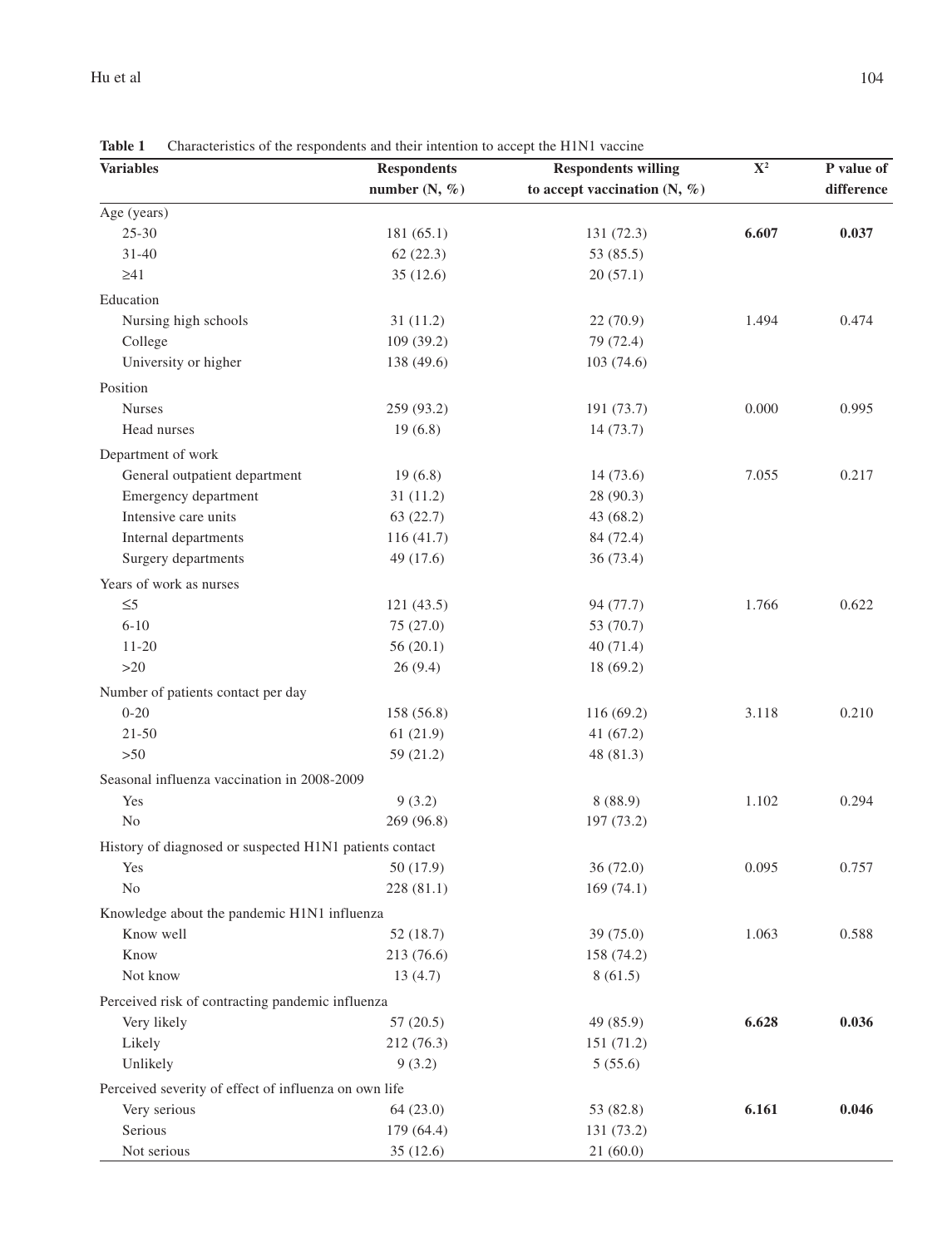**Table 1** Characteristics of the respondents and their intention to accept the H1N1 vaccine

| Variables | Respondents number (N, %) | Respondents willing to accept vaccination (N, %) | $X^2$ | P value of difference |
|---|---|---|---|---|
| Age (years) | | | | |
| 25-30 | 181 (65.1) | 131 (72.3) | **6.607** | **0.037** |
| 31-40 | 62 (22.3) | 53 (85.5) | | |
| ≥41 | 35 (12.6) | 20 (57.1) | | |
| Education | | | | |
| Nursing high schools | 31 (11.2) | 22 (70.9) | 1.494 | 0.474 |
| College | 109 (39.2) | 79 (72.4) | | |
| University or higher | 138 (49.6) | 103 (74.6) | | |
| Position | | | | |
| Nurses | 259 (93.2) | 191 (73.7) | 0.000 | 0.995 |
| Head nurses | 19 (6.8) | 14 (73.7) | | |
| Department of work | | | | |
| General outpatient department | 19 (6.8) | 14 (73.6) | 7.055 | 0.217 |
| Emergency department | 31 (11.2) | 28 (90.3) | | |
| Intensive care units | 63 (22.7) | 43 (68.2) | | |
| Internal departments | 116 (41.7) | 84 (72.4) | | |
| Surgery departments | 49 (17.6) | 36 (73.4) | | |
| Years of work as nurses | | | | |
| ≤5 | 121 (43.5) | 94 (77.7) | 1.766 | 0.622 |
| 6-10 | 75 (27.0) | 53 (70.7) | | |
| 11-20 | 56 (20.1) | 40 (71.4) | | |
| >20 | 26 (9.4) | 18 (69.2) | | |
| Number of patients contact per day | | | | |
| 0-20 | 158 (56.8) | 116 (69.2) | 3.118 | 0.210 |
| 21-50 | 61 (21.9) | 41 (67.2) | | |
| >50 | 59 (21.2) | 48 (81.3) | | |
| Seasonal influenza vaccination in 2008-2009 | | | | |
| Yes | 9 (3.2) | 8 (88.9) | 1.102 | 0.294 |
| No | 269 (96.8) | 197 (73.2) | | |
| History of diagnosed or suspected H1N1 patients contact | | | | |
| Yes | 50 (17.9) | 36 (72.0) | 0.095 | 0.757 |
| No | 228 (81.1) | 169 (74.1) | | |
| Knowledge about the pandemic H1N1 influenza | | | | |
| Know well | 52 (18.7) | 39 (75.0) | 1.063 | 0.588 |
| Know | 213 (76.6) | 158 (74.2) | | |
| Not know | 13 (4.7) | 8 (61.5) | | |
| Perceived risk of contracting pandemic influenza | | | | |
| Very likely | 57 (20.5) | 49 (85.9) | **6.628** | **0.036** |
| Likely | 212 (76.3) | 151 (71.2) | | |
| Unlikely | 9 (3.2) | 5 (55.6) | | |
| Perceived severity of effect of influenza on own life | | | | |
| Very serious | 64 (23.0) | 53 (82.8) | **6.161** | **0.046** |
| Serious | 179 (64.4) | 131 (73.2) | | |
| Not serious | 35 (12.6) | 21 (60.0) | | |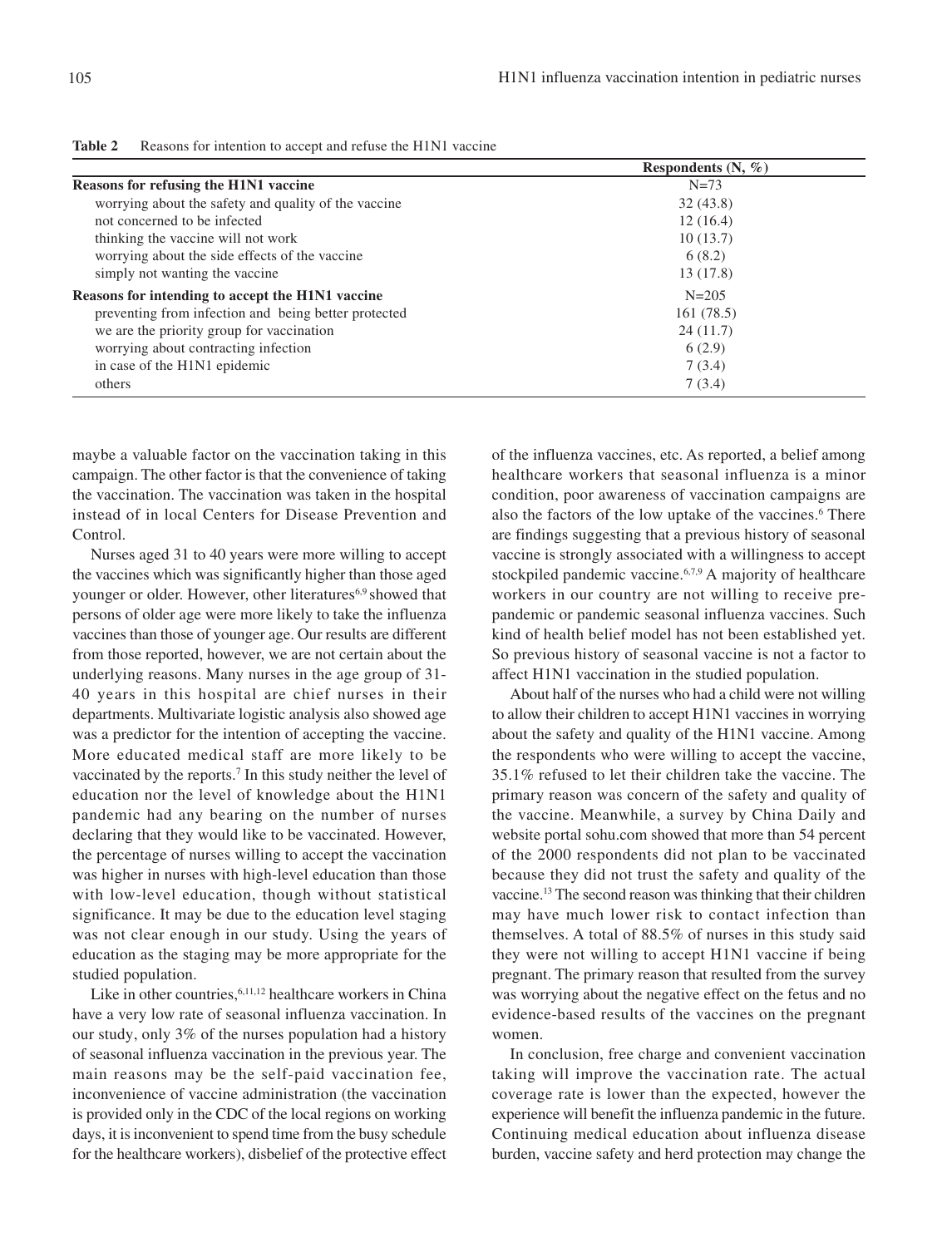**Table 2** Reasons for intention to accept and refuse the H1N1 vaccine

| | Respondents (N, %) |
|---|---|
| **Reasons for refusing the H1N1 vaccine** | N=73 |
| worrying about the safety and quality of the vaccine | 32 (43.8) |
| not concerned to be infected | 12 (16.4) |
| thinking the vaccine will not work | 10 (13.7) |
| worrying about the side effects of the vaccine | 6 (8.2) |
| simply not wanting the vaccine | 13 (17.8) |
| **Reasons for intending to accept the H1N1 vaccine** | N=205 |
| preventing from infection and being better protected | 161 (78.5) |
| we are the priority group for vaccination | 24 (11.7) |
| worrying about contracting infection | 6 (2.9) |
| in case of the H1N1 epidemic | 7 (3.4) |
| others | 7 (3.4) |

maybe a valuable factor on the vaccination taking in this campaign. The other factor is that the convenience of taking the vaccination. The vaccination was taken in the hospital instead of in local Centers for Disease Prevention and Control.

Nurses aged 31 to 40 years were more willing to accept the vaccines which was significantly higher than those aged younger or older. However, other literatures[6,9] showed that persons of older age were more likely to take the influenza vaccines than those of younger age. Our results are different from those reported, however, we are not certain about the underlying reasons. Many nurses in the age group of 31-40 years in this hospital are chief nurses in their departments. Multivariate logistic analysis also showed age was a predictor for the intention of accepting the vaccine. More educated medical staff are more likely to be vaccinated by the reports.[7] In this study neither the level of education nor the level of knowledge about the H1N1 pandemic had any bearing on the number of nurses declaring that they would like to be vaccinated. However, the percentage of nurses willing to accept the vaccination was higher in nurses with high-level education than those with low-level education, though without statistical significance. It may be due to the education level staging was not clear enough in our study. Using the years of education as the staging may be more appropriate for the studied population.

Like in other countries,[6,11,12] healthcare workers in China have a very low rate of seasonal influenza vaccination. In our study, only 3% of the nurses population had a history of seasonal influenza vaccination in the previous year. The main reasons may be the self-paid vaccination fee, inconvenience of vaccine administration (the vaccination is provided only in the CDC of the local regions on working days, it is inconvenient to spend time from the busy schedule for the healthcare workers), disbelief of the protective effect of the influenza vaccines, etc. As reported, a belief among healthcare workers that seasonal influenza is a minor condition, poor awareness of vaccination campaigns are also the factors of the low uptake of the vaccines.[6] There are findings suggesting that a previous history of seasonal vaccine is strongly associated with a willingness to accept stockpiled pandemic vaccine.[6,7,9] A majority of healthcare workers in our country are not willing to receive pre-pandemic or pandemic seasonal influenza vaccines. Such kind of health belief model has not been established yet. So previous history of seasonal vaccine is not a factor to affect H1N1 vaccination in the studied population.

About half of the nurses who had a child were not willing to allow their children to accept H1N1 vaccines in worrying about the safety and quality of the H1N1 vaccine. Among the respondents who were willing to accept the vaccine, 35.1% refused to let their children take the vaccine. The primary reason was concern of the safety and quality of the vaccine. Meanwhile, a survey by China Daily and website portal sohu.com showed that more than 54 percent of the 2000 respondents did not plan to be vaccinated because they did not trust the safety and quality of the vaccine.[13] The second reason was thinking that their children may have much lower risk to contact infection than themselves. A total of 88.5% of nurses in this study said they were not willing to accept H1N1 vaccine if being pregnant. The primary reason that resulted from the survey was worrying about the negative effect on the fetus and no evidence-based results of the vaccines on the pregnant women.

In conclusion, free charge and convenient vaccination taking will improve the vaccination rate. The actual coverage rate is lower than the expected, however the experience will benefit the influenza pandemic in the future. Continuing medical education about influenza disease burden, vaccine safety and herd protection may change the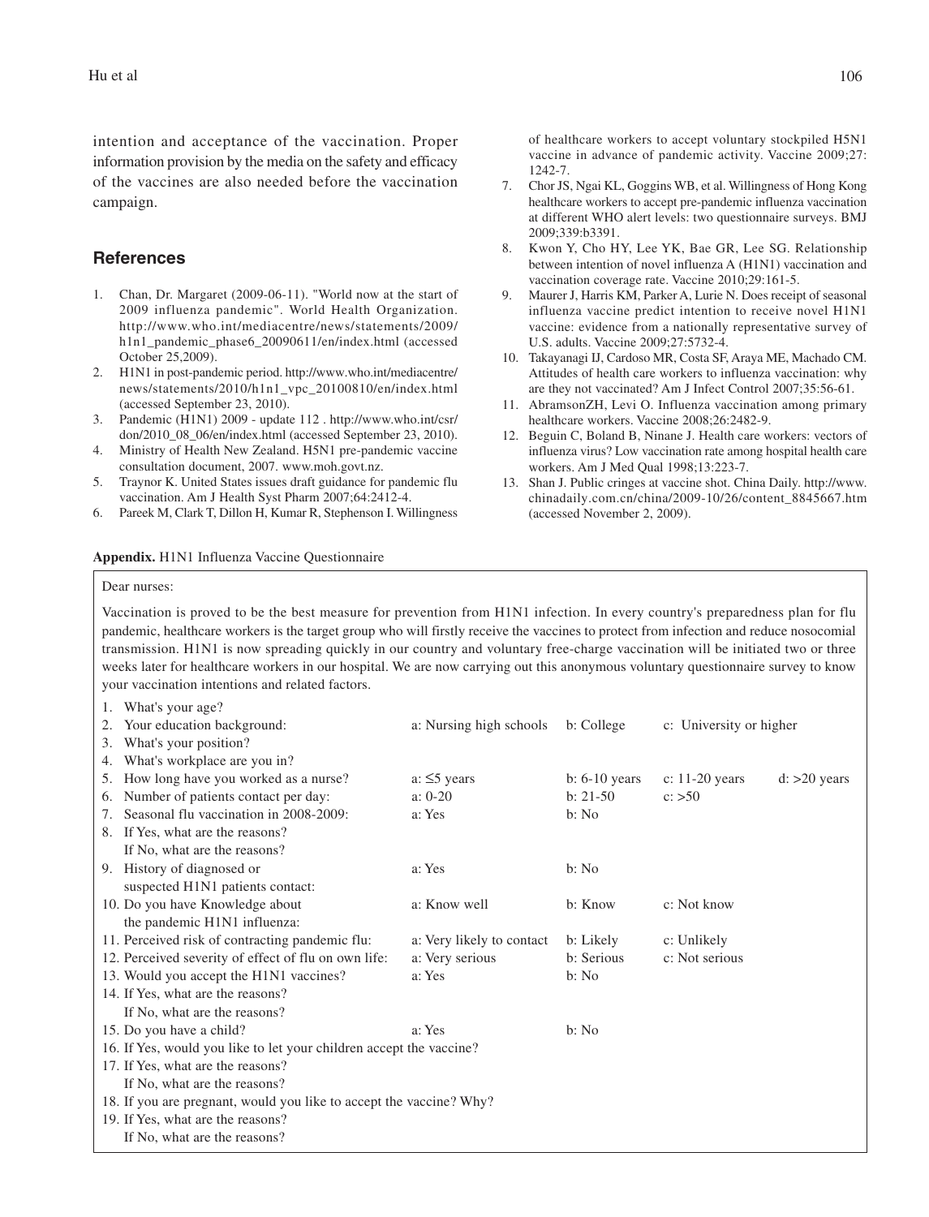intention and acceptance of the vaccination. Proper information provision by the media on the safety and efficacy of the vaccines are also needed before the vaccination campaign.

## References

1. Chan, Dr. Margaret (2009-06-11). "World now at the start of 2009 influenza pandemic". World Health Organization. http://www.who.int/mediacentre/news/statements/2009/h1n1_pandemic_phase6_20090611/en/index.html (accessed October 25,2009).
2. H1N1 in post-pandemic period. http://www.who.int/mediacentre/news/statements/2010/h1n1_vpc_20100810/en/index.html (accessed September 23, 2010).
3. Pandemic (H1N1) 2009 - update 112 . http://www.who.int/csr/don/2010_08_06/en/index.html (accessed September 23, 2010).
4. Ministry of Health New Zealand. H5N1 pre-pandemic vaccine consultation document, 2007. www.moh.govt.nz.
5. Traynor K. United States issues draft guidance for pandemic flu vaccination. Am J Health Syst Pharm 2007;64:2412-4.
6. Pareek M, Clark T, Dillon H, Kumar R, Stephenson I. Willingness of healthcare workers to accept voluntary stockpiled H5N1 vaccine in advance of pandemic activity. Vaccine 2009;27:1242-7.
7. Chor JS, Ngai KL, Goggins WB, et al. Willingness of Hong Kong healthcare workers to accept pre-pandemic influenza vaccination at different WHO alert levels: two questionnaire surveys. BMJ 2009;339:b3391.
8. Kwon Y, Cho HY, Lee YK, Bae GR, Lee SG. Relationship between intention of novel influenza A (H1N1) vaccination and vaccination coverage rate. Vaccine 2010;29:161-5.
9. Maurer J, Harris KM, Parker A, Lurie N. Does receipt of seasonal influenza vaccine predict intention to receive novel H1N1 vaccine: evidence from a nationally representative survey of U.S. adults. Vaccine 2009;27:5732-4.
10. Takayanagi IJ, Cardoso MR, Costa SF, Araya ME, Machado CM. Attitudes of health care workers to influenza vaccination: why are they not vaccinated? Am J Infect Control 2007;35:56-61.
11. AbramsonZH, Levi O. Influenza vaccination among primary healthcare workers. Vaccine 2008;26:2482-9.
12. Beguin C, Boland B, Ninane J. Health care workers: vectors of influenza virus? Low vaccination rate among hospital health care workers. Am J Med Qual 1998;13:223-7.
13. Shan J. Public cringes at vaccine shot. China Daily. http://www.chinadaily.com.cn/china/2009-10/26/content_8845667.htm (accessed November 2, 2009).

**Appendix.** H1N1 Influenza Vaccine Questionnaire

Dear nurses:

Vaccination is proved to be the best measure for prevention from H1N1 infection. In every country's preparedness plan for flu pandemic, healthcare workers is the target group who will firstly receive the vaccines to protect from infection and reduce nosocomial transmission. H1N1 is now spreading quickly in our country and voluntary free-charge vaccination will be initiated two or three weeks later for healthcare workers in our hospital. We are now carrying out this anonymous voluntary questionnaire survey to know your vaccination intentions and related factors.

| | | | | |
|---|---|---|---|---|
| 1. What's your age? | | | | |
| 2. Your education background: | a: Nursing high schools | b: College | c: University or higher | |
| 3. What's your position? | | | | |
| 4. What's workplace are you in? | | | | |
| 5. How long have you worked as a nurse? | a: ≤5 years | b: 6-10 years | c: 11-20 years | d: >20 years |
| 6. Number of patients contact per day: | a: 0-20 | b: 21-50 | c: >50 | |
| 7. Seasonal flu vaccination in 2008-2009: | a: Yes | b: No | | |
| 8. If Yes, what are the reasons? If No, what are the reasons? | | | | |
| 9. History of diagnosed or suspected H1N1 patients contact: | a: Yes | b: No | | |
| 10. Do you have Knowledge about the pandemic H1N1 influenza: | a: Know well | b: Know | c: Not know | |
| 11. Perceived risk of contracting pandemic flu: | a: Very likely to contact | b: Likely | c: Unlikely | |
| 12. Perceived severity of effect of flu on own life: | a: Very serious | b: Serious | c: Not serious | |
| 13. Would you accept the H1N1 vaccines? | a: Yes | b: No | | |
| 14. If Yes, what are the reasons? If No, what are the reasons? | | | | |
| 15. Do you have a child? | a: Yes | b: No | | |
| 16. If Yes, would you like to let your children accept the vaccine? | | | | |
| 17. If Yes, what are the reasons? If No, what are the reasons? | | | | |
| 18. If you are pregnant, would you like to accept the vaccine? Why? | | | | |
| 19. If Yes, what are the reasons? If No, what are the reasons? | | | | |